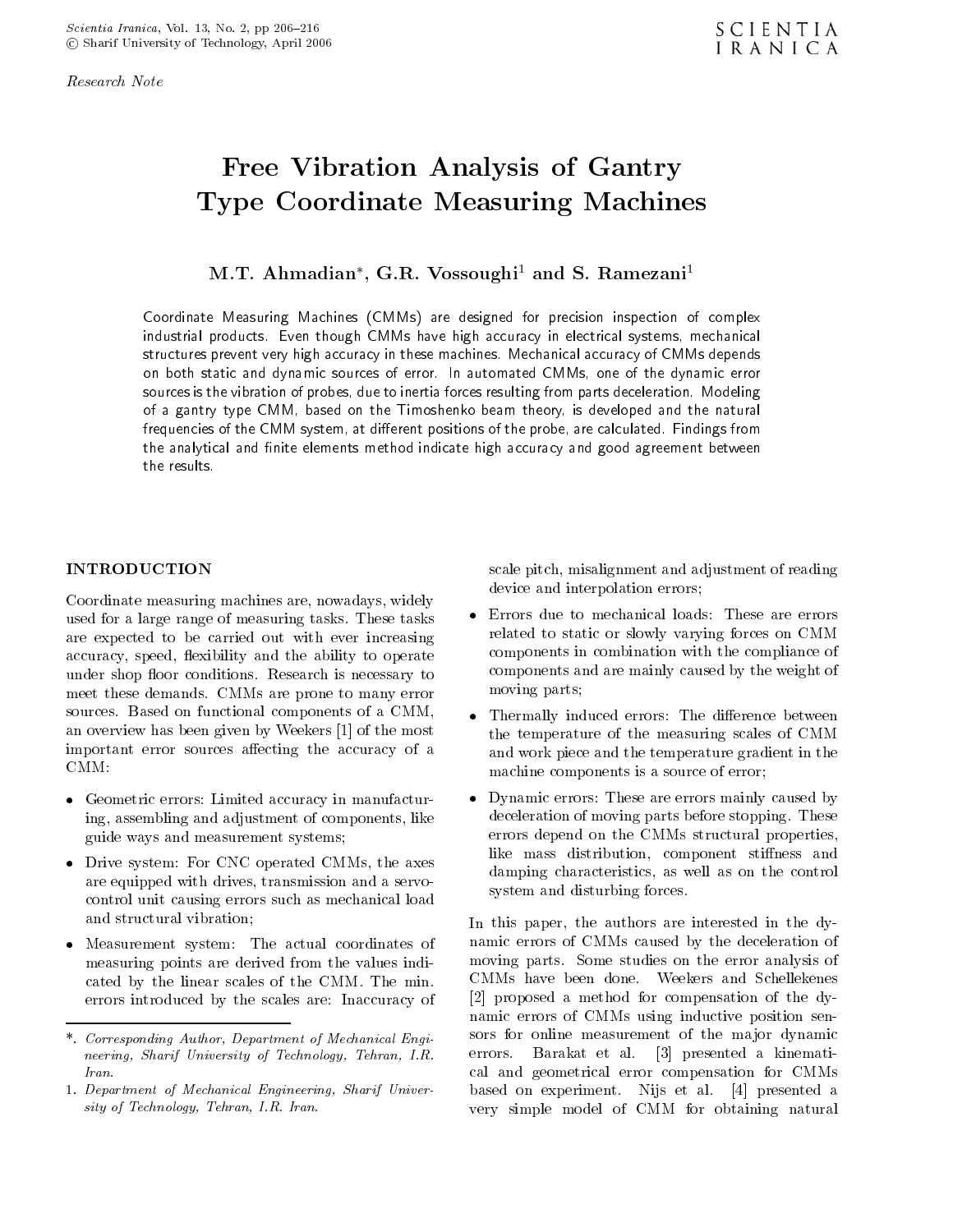*Research Note*

# Free Vibration Analysis of Gantry Type Coordinate Measuring Machines

**M.T. Ahmadian*, G.R. Vossoughi[1] and S. Ramezani[1]**

Coordinate Measuring Machines (CMMs) are designed for precision inspection of complex industrial products. Even though CMMs have high accuracy in electrical systems, mechanical structures prevent very high accuracy in these machines. Mechanical accuracy of CMMs depends on both static and dynamic sources of error. In automated CMMs, one of the dynamic error sources is the vibration of probes, due to inertia forces resulting from parts deceleration. Modeling of a gantry type CMM, based on the Timoshenko beam theory, is developed and the natural frequencies of the CMM system, at different positions of the probe, are calculated. Findings from the analytical and finite elements method indicate high accuracy and good agreement between the results.

## INTRODUCTION

Coordinate measuring machines are, nowadays, widely used for a large range of measuring tasks. These tasks are expected to be carried out with ever increasing accuracy, speed, flexibility and the ability to operate under shop floor conditions. Research is necessary to meet these demands. CMMs are prone to many error sources. Based on functional components of a CMM, an overview has been given by Weekers [1] of the most important error sources affecting the accuracy of a CMM:

- Geometric errors: Limited accuracy in manufacturing, assembling and adjustment of components, like guide ways and measurement systems;
- Drive system: For CNC operated CMMs, the axes are equipped with drives, transmission and a servo-control unit causing errors such as mechanical load and structural vibration;
- Measurement system: The actual coordinates of measuring points are derived from the values indicated by the linear scales of the CMM. The min. errors introduced by the scales are: Inaccuracy of scale pitch, misalignment and adjustment of reading device and interpolation errors;
- Errors due to mechanical loads: These are errors related to static or slowly varying forces on CMM components in combination with the compliance of components and are mainly caused by the weight of moving parts;
- Thermally induced errors: The difference between the temperature of the measuring scales of CMM and work piece and the temperature gradient in the machine components is a source of error;
- Dynamic errors: These are errors mainly caused by deceleration of moving parts before stopping. These errors depend on the CMMs structural properties, like mass distribution, component stiffness and damping characteristics, as well as on the control system and disturbing forces.

In this paper, the authors are interested in the dynamic errors of CMMs caused by the deceleration of moving parts. Some studies on the error analysis of CMMs have been done. Weekers and Schellekenes [2] proposed a method for compensation of the dynamic errors of CMMs using inductive position sensors for online measurement of the major dynamic errors. Barakat et al. [3] presented a kinematical and geometrical error compensation for CMMs based on experiment. Nijs et al. [4] presented a very simple model of CMM for obtaining natural

*. *Corresponding Author, Department of Mechanical Engineering, Sharif University of Technology, Tehran, I.R. Iran.*

1. *Department of Mechanical Engineering, Sharif University of Technology, Tehran, I.R. Iran.*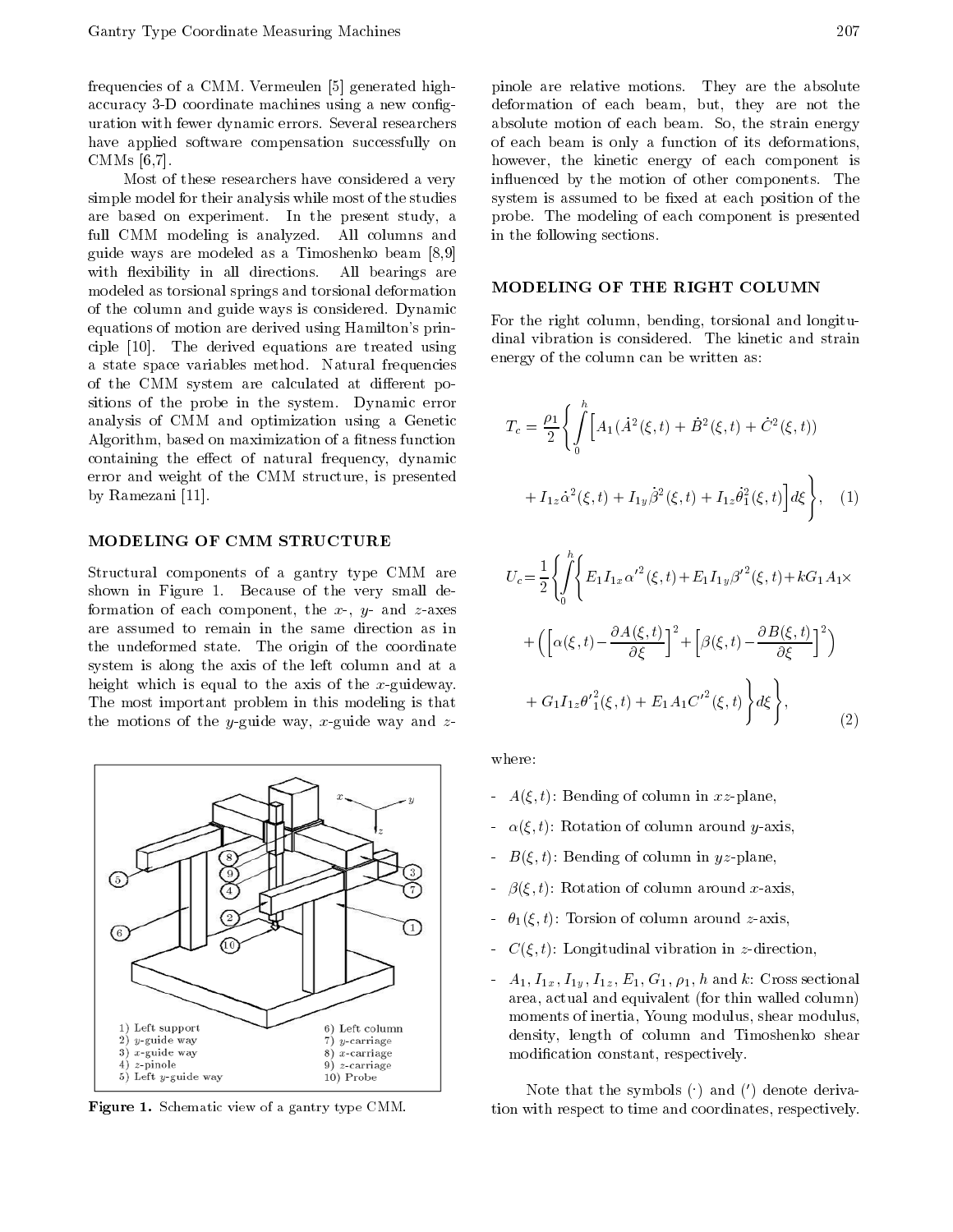frequencies of a CMM. Vermeulen [5] generated high-accuracy 3-D coordinate machines using a new configuration with fewer dynamic errors. Several researchers have applied software compensation successfully on CMMs [6,7].

Most of these researchers have considered a very simple model for their analysis while most of the studies are based on experiment. In the present study, a full CMM modeling is analyzed. All columns and guide ways are modeled as a Timoshenko beam [8,9] with flexibility in all directions. All bearings are modeled as torsional springs and torsional deformation of the column and guide ways is considered. Dynamic equations of motion are derived using Hamilton's principle [10]. The derived equations are treated using a state space variables method. Natural frequencies of the CMM system are calculated at different positions of the probe in the system. Dynamic error analysis of CMM and optimization using a Genetic Algorithm, based on maximization of a fitness function containing the effect of natural frequency, dynamic error and weight of the CMM structure, is presented by Ramezani [11].

## MODELING OF CMM STRUCTURE

Structural components of a gantry type CMM are shown in Figure 1. Because of the very small deformation of each component, the $x$-, $y$- and $z$-axes are assumed to remain in the same direction as in the undeformed state. The origin of the coordinate system is along the axis of the left column and at a height which is equal to the axis of the $x$-guideway. The most important problem in this modeling is that the motions of the $y$-guide way, $x$-guide way and $z$-pinole are relative motions. They are the absolute deformation of each beam, but, they are not the absolute motion of each beam. So, the strain energy of each beam is only a function of its deformations, however, the kinetic energy of each component is influenced by the motion of other components. The system is assumed to be fixed at each position of the probe. The modeling of each component is presented in the following sections.

1) Left support
2) $y$-guide way
3) $x$-guide way
4) $z$-pinole
5) Left $y$-guide way
6) Left column
7) $y$-carriage
8) $x$-carriage
9) $z$-carriage
10) Probe

**Figure 1.** Schematic view of a gantry type CMM.

## MODELING OF THE RIGHT COLUMN

For the right column, bending, torsional and longitudinal vibration is considered. The kinetic and strain energy of the column can be written as:

$$T_c = \frac{\rho_1}{2}\left\{\int_0^h \Big[A_1(\dot{A}^2(\xi,t) + \dot{B}^2(\xi,t) + \dot{C}^2(\xi,t)) + I_{1z}\dot{\alpha}^2(\xi,t) + I_{1y}\dot{\beta}^2(\xi,t) + I_{1z}\dot{\theta}_1^2(\xi,t)\Big]d\xi\right\}, \quad (1)$$

$$U_c = \frac{1}{2}\left\{\int_0^h\left\{E_1 I_{1x}\alpha'^2(\xi,t) + E_1 I_{1y}\beta'^2(\xi,t) + kG_1 A_1 \times \left(\left[\alpha(\xi,t) - \frac{\partial A(\xi,t)}{\partial \xi}\right]^2 + \left[\beta(\xi,t) - \frac{\partial B(\xi,t)}{\partial \xi}\right]^2\right) + G_1 I_{1z}{\theta'}_1^2(\xi,t) + E_1 A_1 {C'}^2(\xi,t)\right\}d\xi\right\}, \quad (2)$$

where:

- $A(\xi,t)$: Bending of column in $xz$-plane,
- $\alpha(\xi,t)$: Rotation of column around $y$-axis,
- $B(\xi,t)$: Bending of column in $yz$-plane,
- $\beta(\xi,t)$: Rotation of column around $x$-axis,
- $\theta_1(\xi,t)$: Torsion of column around $z$-axis,
- $C(\xi,t)$: Longitudinal vibration in $z$-direction,
- $A_1$, $I_{1x}$, $I_{1y}$, $I_{1z}$, $E_1$, $G_1$, $\rho_1$, $h$ and $k$: Cross sectional area, actual and equivalent (for thin walled column) moments of inertia, Young modulus, shear modulus, density, length of column and Timoshenko shear modification constant, respectively.

Note that the symbols ($\cdot$) and ($'$) denote derivation with respect to time and coordinates, respectively.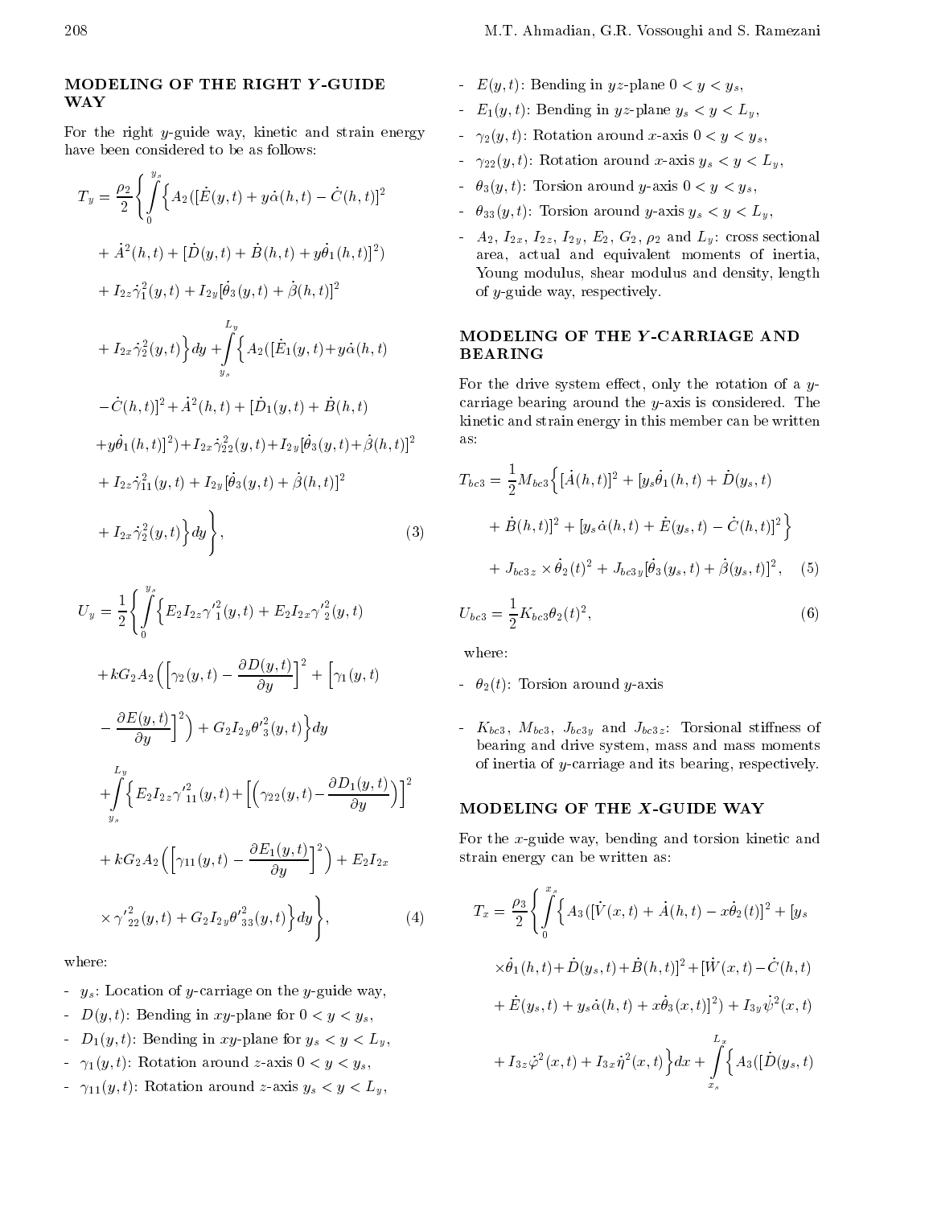## MODELING OF THE RIGHT $Y$-GUIDE WAY

For the right $y$-guide way, kinetic and strain energy have been considered to be as follows:

$$
\begin{aligned}
T_y = \frac{\rho_2}{2}\Bigg\{ & \int_0^{y_s} \Big\{ A_2([\dot{E}(y,t) + y\dot{\alpha}(h,t) - \dot{C}(h,t)]^2 \\
& + \dot{A}^2(h,t) + [\dot{D}(y,t) + \dot{B}(h,t) + y\dot{\theta}_1(h,t)]^2) \\
& + I_{2z}\dot{\gamma}_1^2(y,t) + I_{2y}[\dot{\theta}_3(y,t) + \dot{\beta}(h,t)]^2 \\
& + I_{2x}\dot{\gamma}_2^2(y,t)\Big\} dy + \int_{y_s}^{L_y} \Big\{ A_2([\dot{E}_1(y,t) + y\dot{\alpha}(h,t) \\
& - \dot{C}(h,t)]^2 + \dot{A}^2(h,t) + [\dot{D}_1(y,t) + \dot{B}(h,t) \\
& + y\dot{\theta}_1(h,t)]^2) + I_{2x}\dot{\gamma}_{22}^2(y,t) + I_{2y}[\dot{\theta}_3(y,t) + \dot{\beta}(h,t)]^2 \\
& + I_{2z}\dot{\gamma}_{11}^2(y,t) + I_{2y}[\dot{\theta}_3(y,t) + \dot{\beta}(h,t)]^2 \\
& + I_{2x}\dot{\gamma}_2^2(y,t)\Big\} dy \Bigg\},
\end{aligned} \tag{3}
$$

$$
\begin{aligned}
U_y = \frac{1}{2}\Bigg\{ & \int_0^{y_s} \Big\{ E_2 I_{2z}\gamma'^2_1(y,t) + E_2 I_{2x}\gamma'^2_2(y,t) \\
& + kG_2A_2\Big(\Big[\gamma_2(y,t) - \frac{\partial D(y,t)}{\partial y}\Big]^2 + \Big[\gamma_1(y,t) \\
& - \frac{\partial E(y,t)}{\partial y}\Big]^2\Big) + G_2 I_{2y}\theta'^2_3(y,t)\Big\} dy \\
& + \int_{y_s}^{L_y} \Big\{ E_2 I_{2z}\gamma'^2_{11}(y,t) + \Big[\Big(\gamma_{22}(y,t) - \frac{\partial D_1(y,t)}{\partial y}\Big)\Big]^2 \\
& + kG_2A_2\Big(\Big[\gamma_{11}(y,t) - \frac{\partial E_1(y,t)}{\partial y}\Big]^2\Big) + E_2 I_{2x} \\
& \times \gamma'^2_{22}(y,t) + G_2 I_{2y}\theta'^2_{33}(y,t)\Big\} dy \Bigg\},
\end{aligned} \tag{4}
$$

where:

- $y_s$: Location of $y$-carriage on the $y$-guide way,
- $D(y,t)$: Bending in $xy$-plane for $0 < y < y_s$,
- $D_1(y,t)$: Bending in $xy$-plane for $y_s < y < L_y$,
- $\gamma_1(y,t)$: Rotation around $z$-axis $0 < y < y_s$,
- $\gamma_{11}(y,t)$: Rotation around $z$-axis $y_s < y < L_y$,
- $E(y,t)$: Bending in $yz$-plane $0 < y < y_s$,
- $E_1(y,t)$: Bending in $yz$-plane $y_s < y < L_y$,
- $\gamma_2(y,t)$: Rotation around $x$-axis $0 < y < y_s$,
- $\gamma_{22}(y,t)$: Rotation around $x$-axis $y_s < y < L_y$,
- $\theta_3(y,t)$: Torsion around $y$-axis $0 < y < y_s$,
- $\theta_{33}(y,t)$: Torsion around $y$-axis $y_s < y < L_y$,
- $A_2$, $I_{2x}$, $I_{2z}$, $I_{2y}$, $E_2$, $G_2$, $\rho_2$ and $L_y$: cross sectional area, actual and equivalent moments of inertia, Young modulus, shear modulus and density, length of $y$-guide way, respectively.

## MODELING OF THE $Y$-CARRIAGE AND BEARING

For the drive system effect, only the rotation of a $y$-carriage bearing around the $y$-axis is considered. The kinetic and strain energy in this member can be written as:

$$
\begin{aligned}
T_{bc3} = \frac{1}{2}M_{bc3}\Big\{ & [\dot{A}(h,t)]^2 + [y_s\dot{\theta}_1(h,t) + \dot{D}(y_s,t) \\
& + \dot{B}(h,t)]^2 + [y_s\dot{\alpha}(h,t) + \dot{E}(y_s,t) - \dot{C}(h,t)]^2\Big\} \\
& + J_{bc3z} \times \dot{\theta}_2(t)^2 + J_{bc3y}[\dot{\theta}_3(y_s,t) + \dot{\beta}(y_s,t)]^2,
\end{aligned} \tag{5}
$$

$$
U_{bc3} = \frac{1}{2}K_{bc3}\theta_2(t)^2, \tag{6}
$$

where:

- $\theta_2(t)$: Torsion around $y$-axis
- $K_{bc3}$, $M_{bc3}$, $J_{bc3y}$ and $J_{bc3z}$: Torsional stiffness of bearing and drive system, mass and mass moments of inertia of $y$-carriage and its bearing, respectively.

## MODELING OF THE $X$-GUIDE WAY

For the $x$-guide way, bending and torsion kinetic and strain energy can be written as:

$$
\begin{aligned}
T_x = \frac{\rho_3}{2}\Bigg\{ & \int_0^{x_s} \Big\{ A_3([\dot{V}(x,t) + \dot{A}(h,t) - x\dot{\theta}_2(t)]^2 + [y_s \\
& \times\dot{\theta}_1(h,t) + \dot{D}(y_s,t) + \dot{B}(h,t)]^2 + [\dot{W}(x,t) - \dot{C}(h,t) \\
& + \dot{E}(y_s,t) + y_s\dot{\alpha}(h,t) + x\dot{\theta}_3(x,t)]^2) + I_{3y}\dot{\psi}^2(x,t) \\
& + I_{3z}\dot{\varphi}^2(x,t) + I_{3x}\dot{\eta}^2(x,t)\Big\} dx + \int_{x_s}^{L_x} \Big\{ A_3([\dot{D}(y_s,t)
\end{aligned}
$$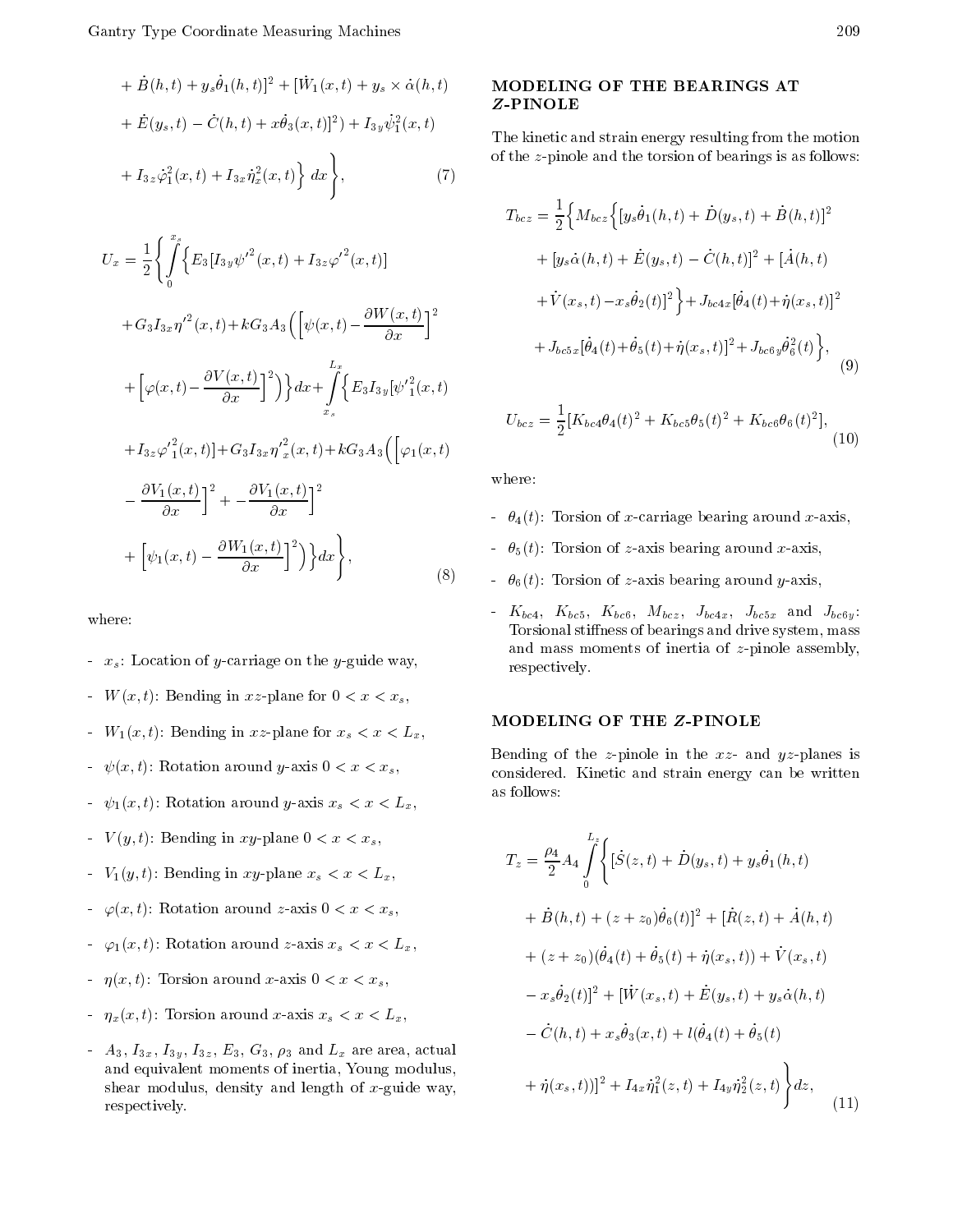$$+ \dot{B}(h,t) + y_s\dot{\theta}_1(h,t)]^2 + [\dot{W}_1(x,t) + y_s \times \dot{\alpha}(h,t)$$

$$+ \dot{E}(y_s,t) - \dot{C}(h,t) + x\dot{\theta}_3(x,t)]^2) + I_{3y}\dot{\psi}_1^2(x,t)$$

$$+ I_{3z}\dot{\varphi}_1^2(x,t) + I_{3x}\dot{\eta}_x^2(x,t)\Big\}\, dx\Bigg\}, \tag{7}$$

$$U_x = \frac{1}{2}\Bigg\{\int_0^{x_s}\Big\{E_3[I_{3y}{\psi'}^2(x,t) + I_{3z}{\varphi'}^2(x,t)]$$

$$+G_3I_{3x}{\eta'}^2(x,t) + kG_3A_3\Big(\Big[\psi(x,t) - \frac{\partial W(x,t)}{\partial x}\Big]^2$$

$$+\Big[\varphi(x,t) - \frac{\partial V(x,t)}{\partial x}\Big]^2\Big)\Big\}dx + \int_{x_s}^{L_x}\Big\{E_3I_{3y}[{\psi'}_1^2(x,t)$$

$$+I_{3z}{\varphi'}_1^2(x,t)] + G_3I_{3x}{\eta'}_x^2(x,t) + kG_3A_3\Big(\Big[\varphi_1(x,t)$$

$$-\frac{\partial V_1(x,t)}{\partial x}\Big]^2 + -\frac{\partial V_1(x,t)}{\partial x}\Big]^2$$

$$+\Big[\psi_1(x,t) - \frac{\partial W_1(x,t)}{\partial x}\Big]^2\Big)\Big\}dx\Bigg\}, \tag{8}$$

where:

- $x_s$: Location of $y$-carriage on the $y$-guide way,
- $W(x,t)$: Bending in $xz$-plane for $0 < x < x_s$,
- $W_1(x,t)$: Bending in $xz$-plane for $x_s < x < L_x$,
- $\psi(x,t)$: Rotation around $y$-axis $0 < x < x_s$,
- $\psi_1(x,t)$: Rotation around $y$-axis $x_s < x < L_x$,
- $V(y,t)$: Bending in $xy$-plane $0 < x < x_s$,
- $V_1(y,t)$: Bending in $xy$-plane $x_s < x < L_x$,
- $\varphi(x,t)$: Rotation around $z$-axis $0 < x < x_s$,
- $\varphi_1(x,t)$: Rotation around $z$-axis $x_s < x < L_x$,
- $\eta(x,t)$: Torsion around $x$-axis $0 < x < x_s$,
- $\eta_x(x,t)$: Torsion around $x$-axis $x_s < x < L_x$,
- $A_3$, $I_{3x}$, $I_{3y}$, $I_{3z}$, $E_3$, $G_3$, $\rho_3$ and $L_x$ are area, actual and equivalent moments of inertia, Young modulus, shear modulus, density and length of $x$-guide way, respectively.

## MODELING OF THE BEARINGS AT Z-PINOLE

The kinetic and strain energy resulting from the motion of the $z$-pinole and the torsion of bearings is as follows:

$$T_{bcz} = \frac{1}{2}\Big\{M_{bcz}\Big\{[y_s\dot{\theta}_1(h,t) + \dot{D}(y_s,t) + \dot{B}(h,t)]^2$$

$$+ [y_s\dot{\alpha}(h,t) + \dot{E}(y_s,t) - \dot{C}(h,t)]^2 + [\dot{A}(h,t)$$

$$+\dot{V}(x_s,t) - x_s\dot{\theta}_2(t)]^2\Big\} + J_{bc4x}[\dot{\theta}_4(t) + \dot{\eta}(x_s,t)]^2$$

$$+ J_{bc5x}[\dot{\theta}_4(t) + \dot{\theta}_5(t) + \dot{\eta}(x_s,t)]^2 + J_{bc6y}\dot{\theta}_6^2(t)\Big\}, \tag{9}$$

$$U_{bcz} = \frac{1}{2}[K_{bc4}\theta_4(t)^2 + K_{bc5}\theta_5(t)^2 + K_{bc6}\theta_6(t)^2], \tag{10}$$

where:

- $\theta_4(t)$: Torsion of $x$-carriage bearing around $x$-axis,
- $\theta_5(t)$: Torsion of $z$-axis bearing around $x$-axis,
- $\theta_6(t)$: Torsion of $z$-axis bearing around $y$-axis,
- $K_{bc4}$, $K_{bc5}$, $K_{bc6}$, $M_{bcz}$, $J_{bc4x}$, $J_{bc5x}$ and $J_{bc6y}$: Torsional stiffness of bearings and drive system, mass and mass moments of inertia of $z$-pinole assembly, respectively.

## MODELING OF THE Z-PINOLE

Bending of the $z$-pinole in the $xz$- and $yz$-planes is considered. Kinetic and strain energy can be written as follows:

$$T_z = \frac{\rho_4}{2}A_4\int_0^{L_z}\Bigg\{[\dot{S}(z,t) + \dot{D}(y_s,t) + y_s\dot{\theta}_1(h,t)$$

$$+ \dot{B}(h,t) + (z+z_0)\dot{\theta}_6(t)]^2 + [\dot{R}(z,t) + \dot{A}(h,t)$$

$$+ (z+z_0)(\dot{\theta}_4(t) + \dot{\theta}_5(t) + \dot{\eta}(x_s,t)) + \dot{V}(x_s,t)$$

$$- x_s\dot{\theta}_2(t)]^2 + [\dot{W}(x_s,t) + \dot{E}(y_s,t) + y_s\dot{\alpha}(h,t)$$

$$- \dot{C}(h,t) + x_s\dot{\theta}_3(x,t) + l(\dot{\theta}_4(t) + \dot{\theta}_5(t)$$

$$+ \dot{\eta}(x_s,t))]^2 + I_{4x}\dot{\eta}_1^2(z,t) + I_{4y}\dot{\eta}_2^2(z,t)\Bigg\}dz, \tag{11}$$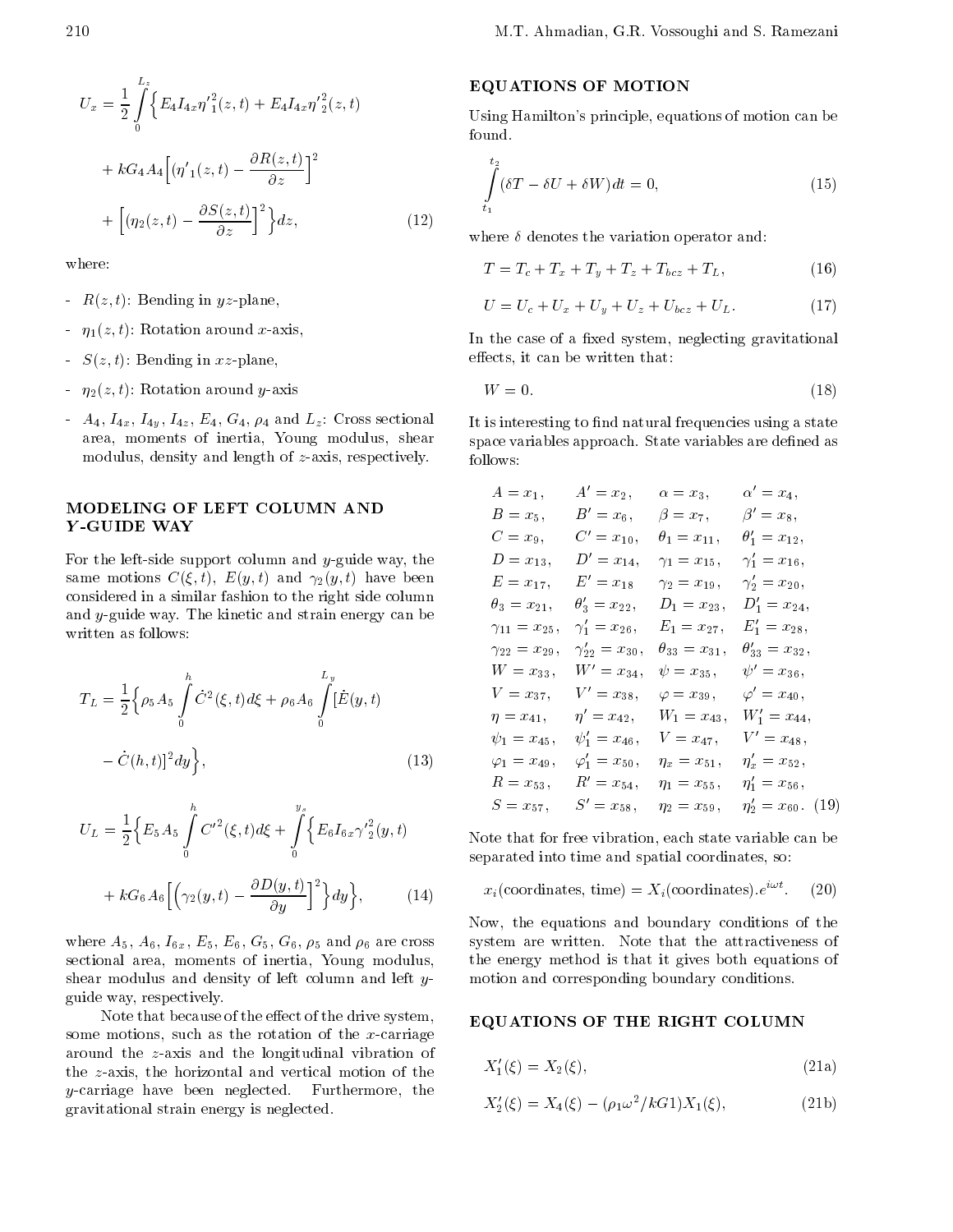$$U_x = \frac{1}{2}\int_0^{L_z}\Big\{E_4 I_{4x}\eta'^2_1(z,t) + E_4 I_{4x}\eta'^2_2(z,t)$$

$$+ kG_4 A_4\Big[(\eta'_1(z,t) - \frac{\partial R(z,t)}{\partial z}\Big]^2$$

$$+ \Big[(\eta_2(z,t) - \frac{\partial S(z,t)}{\partial z}\Big]^2\Big\}dz, \tag{12}$$

where:

- $R(z,t)$: Bending in $yz$-plane,
- $\eta_1(z,t)$: Rotation around $x$-axis,
- $S(z,t)$: Bending in $xz$-plane,
- $\eta_2(z,t)$: Rotation around $y$-axis
- $A_4$, $I_{4x}$, $I_{4y}$, $I_{4z}$, $E_4$, $G_4$, $\rho_4$ and $L_z$: Cross sectional area, moments of inertia, Young modulus, shear modulus, density and length of $z$-axis, respectively.

## MODELING OF LEFT COLUMN AND *Y*-GUIDE WAY

For the left-side support column and $y$-guide way, the same motions $C(\xi,t)$, $E(y,t)$ and $\gamma_2(y,t)$ have been considered in a similar fashion to the right side column and $y$-guide way. The kinetic and strain energy can be written as follows:

$$T_L = \frac{1}{2}\Big\{\rho_5 A_5\int_0^h \dot{C}^2(\xi,t)d\xi + \rho_6 A_6\int_0^{L_y}[\dot{E}(y,t)$$

$$- \dot{C}(h,t)]^2 dy\Big\}, \tag{13}$$

$$U_L = \frac{1}{2}\Big\{E_5 A_5\int_0^h C'^2(\xi,t)d\xi + \int_0^{y_s}\Big\{E_6 I_{6x}\gamma'^2_2(y,t)$$

$$+ kG_6 A_6\Big[\Big(\gamma_2(y,t) - \frac{\partial D(y,t)}{\partial y}\Big]^2\Big\}dy\Big\}, \tag{14}$$

where $A_5$, $A_6$, $I_{6x}$, $E_5$, $E_6$, $G_5$, $G_6$, $\rho_5$ and $\rho_6$ are cross sectional area, moments of inertia, Young modulus, shear modulus and density of left column and left $y$-guide way, respectively.

Note that because of the effect of the drive system, some motions, such as the rotation of the $x$-carriage around the $z$-axis and the longitudinal vibration of the $z$-axis, the horizontal and vertical motion of the $y$-carriage have been neglected. Furthermore, the gravitational strain energy is neglected.

## EQUATIONS OF MOTION

Using Hamilton's principle, equations of motion can be found.

$$\int_{t_1}^{t_2}(\delta T - \delta U + \delta W)dt = 0, \tag{15}$$

where $\delta$ denotes the variation operator and:

$$T = T_c + T_x + T_y + T_z + T_{bcz} + T_L, \tag{16}$$

$$U = U_c + U_x + U_y + U_z + U_{bcz} + U_L. \tag{17}$$

In the case of a fixed system, neglecting gravitational effects, it can be written that:

$$W = 0. \tag{18}$$

It is interesting to find natural frequencies using a state space variables approach. State variables are defined as follows:

$$\begin{array}{llll}
A = x_1, & A' = x_2, & \alpha = x_3, & \alpha' = x_4,\\
B = x_5, & B' = x_6, & \beta = x_7, & \beta' = x_8,\\
C = x_9, & C' = x_{10}, & \theta_1 = x_{11}, & \theta'_1 = x_{12},\\
D = x_{13}, & D' = x_{14}, & \gamma_1 = x_{15}, & \gamma'_1 = x_{16},\\
E = x_{17}, & E' = x_{18} & \gamma_2 = x_{19}, & \gamma'_2 = x_{20},\\
\theta_3 = x_{21}, & \theta'_3 = x_{22}, & D_1 = x_{23}, & D'_1 = x_{24},\\
\gamma_{11} = x_{25}, & \gamma'_1 = x_{26}, & E_1 = x_{27}, & E'_1 = x_{28},\\
\gamma_{22} = x_{29}, & \gamma'_{22} = x_{30}, & \theta_{33} = x_{31}, & \theta'_{33} = x_{32},\\
W = x_{33}, & W' = x_{34}, & \psi = x_{35}, & \psi' = x_{36},\\
V = x_{37}, & V' = x_{38}, & \varphi = x_{39}, & \varphi' = x_{40},\\
\eta = x_{41}, & \eta' = x_{42}, & W_1 = x_{43}, & W'_1 = x_{44},\\
\psi_1 = x_{45}, & \psi'_1 = x_{46}, & V = x_{47}, & V' = x_{48},\\
\varphi_1 = x_{49}, & \varphi'_1 = x_{50}, & \eta_x = x_{51}, & \eta'_x = x_{52},\\
R = x_{53}, & R' = x_{54}, & \eta_1 = x_{55}, & \eta'_1 = x_{56},\\
S = x_{57}, & S' = x_{58}, & \eta_2 = x_{59}, & \eta'_2 = x_{60}.
\end{array} \tag{19}$$

Note that for free vibration, each state variable can be separated into time and spatial coordinates, so:

$$x_i(\text{coordinates, time}) = X_i(\text{coordinates}).e^{i\omega t}. \tag{20}$$

Now, the equations and boundary conditions of the system are written. Note that the attractiveness of the energy method is that it gives both equations of motion and corresponding boundary conditions.

## EQUATIONS OF THE RIGHT COLUMN

$$X'_1(\xi) = X_2(\xi), \tag{21a}$$

$$X'_2(\xi) = X_4(\xi) - (\rho_1\omega^2/kG1)X_1(\xi), \tag{21b}$$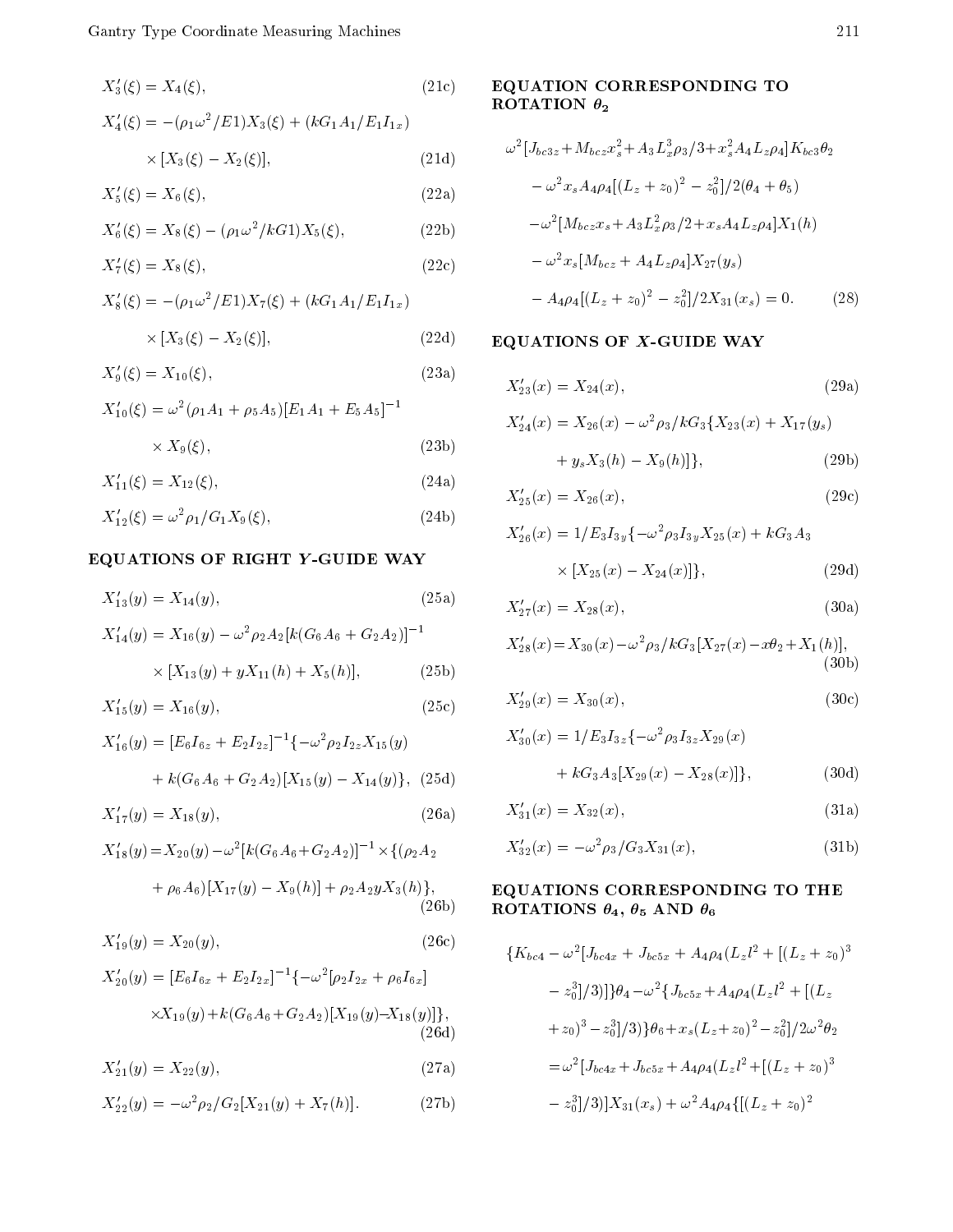$$X_3'(\xi) = X_4(\xi), \tag{21c}$$

$$X_4'(\xi) = -(\rho_1\omega^2/E1)X_3(\xi) + (kG_1A_1/E_1I_{1x}) \times [X_3(\xi) - X_2(\xi)], \tag{21d}$$

$$X_5'(\xi) = X_6(\xi), \tag{22a}$$

$$X_6'(\xi) = X_8(\xi) - (\rho_1\omega^2/kG1)X_5(\xi), \tag{22b}$$

$$X_7'(\xi) = X_8(\xi), \tag{22c}$$

$$X_8'(\xi) = -(\rho_1\omega^2/E1)X_7(\xi) + (kG_1A_1/E_1I_{1x}) \times [X_3(\xi) - X_2(\xi)], \tag{22d}$$

$$X_9'(\xi) = X_{10}(\xi), \tag{23a}$$

$$X_{10}'(\xi) = \omega^2(\rho_1A_1 + \rho_5A_5)[E_1A_1 + E_5A_5]^{-1} \times X_9(\xi), \tag{23b}$$

$$X_{11}'(\xi) = X_{12}(\xi), \tag{24a}$$

$$X_{12}'(\xi) = \omega^2\rho_1/G_1X_9(\xi), \tag{24b}$$

## EQUATIONS OF RIGHT $Y$-GUIDE WAY

$$X_{13}'(y) = X_{14}(y), \tag{25a}$$

$$X_{14}'(y) = X_{16}(y) - \omega^2\rho_2A_2[k(G_6A_6 + G_2A_2)]^{-1} \times [X_{13}(y) + yX_{11}(h) + X_5(h)], \tag{25b}$$

$$X_{15}'(y) = X_{16}(y), \tag{25c}$$

$$X_{16}'(y) = [E_6I_{6z} + E_2I_{2z}]^{-1}\{-\omega^2\rho_2I_{2z}X_{15}(y) + k(G_6A_6 + G_2A_2)[X_{15}(y) - X_{14}(y)\}, \tag{25d}$$

$$X_{17}'(y) = X_{18}(y), \tag{26a}$$

$$X_{18}'(y) = X_{20}(y) - \omega^2[k(G_6A_6+G_2A_2)]^{-1} \times \{(\rho_2A_2 + \rho_6A_6)[X_{17}(y) - X_9(h)] + \rho_2A_2yX_3(h)\}, \tag{26b}$$

$$X_{19}'(y) = X_{20}(y), \tag{26c}$$

$$X_{20}'(y) = [E_6I_{6x} + E_2I_{2x}]^{-1}\{-\omega^2[\rho_2I_{2x} + \rho_6I_{6x}] \times X_{19}(y) + k(G_6A_6+G_2A_2)[X_{19}(y) - X_{18}(y)]\}, \tag{26d}$$

$$X_{21}'(y) = X_{22}(y), \tag{27a}$$

$$X_{22}'(y) = -\omega^2\rho_2/G_2[X_{21}(y) + X_7(h)]. \tag{27b}$$

## EQUATION CORRESPONDING TO ROTATION $\theta_2$

$$\begin{aligned}
&\omega^2[J_{bc3z} + M_{bcz}x_s^2 + A_3L_x^3\rho_3/3 + x_s^2A_4L_z\rho_4]K_{bc3}\theta_2 \\
&- \omega^2x_sA_4\rho_4[(L_z + z_0)^2 - z_0^2]/2(\theta_4 + \theta_5) \\
&- \omega^2[M_{bcz}x_s + A_3L_x^2\rho_3/2 + x_sA_4L_z\rho_4]X_1(h) \\
&- \omega^2x_s[M_{bcz} + A_4L_z\rho_4]X_{27}(y_s) \\
&- A_4\rho_4[(L_z + z_0)^2 - z_0^2]/2X_{31}(x_s) = 0.
\end{aligned} \tag{28}$$

## EQUATIONS OF $X$-GUIDE WAY

$$X_{23}'(x) = X_{24}(x), \tag{29a}$$

$$X_{24}'(x) = X_{26}(x) - \omega^2\rho_3/kG_3\{X_{23}(x) + X_{17}(y_s) + y_sX_3(h) - X_9(h)]\}, \tag{29b}$$

$$X_{25}'(x) = X_{26}(x), \tag{29c}$$

$$X_{26}'(x) = 1/E_3I_{3y}\{-\omega^2\rho_3I_{3y}X_{25}(x) + kG_3A_3 \times [X_{25}(x) - X_{24}(x)]\}, \tag{29d}$$

$$X_{27}'(x) = X_{28}(x), \tag{30a}$$

$$X_{28}'(x) = X_{30}(x) - \omega^2\rho_3/kG_3[X_{27}(x) - x\theta_2 + X_1(h)], \tag{30b}$$

$$X_{29}'(x) = X_{30}(x), \tag{30c}$$

$$X_{30}'(x) = 1/E_3I_{3z}\{-\omega^2\rho_3I_{3z}X_{29}(x) + kG_3A_3[X_{29}(x) - X_{28}(x)]\}, \tag{30d}$$

$$X_{31}'(x) = X_{32}(x), \tag{31a}$$

$$X_{32}'(x) = -\omega^2\rho_3/G_3X_{31}(x), \tag{31b}$$

## EQUATIONS CORRESPONDING TO THE ROTATIONS $\theta_4$, $\theta_5$ AND $\theta_6$

$$\begin{aligned}
&\{K_{bc4} - \omega^2[J_{bc4x} + J_{bc5x} + A_4\rho_4(L_zl^2 + [(L_z + z_0)^3 \\
&- z_0^3]/3)]\}\theta_4 - \omega^2\{J_{bc5x} + A_4\rho_4(L_zl^2 + [(L_z \\
&+ z_0)^3 - z_0^3]/3)\}\theta_6 + x_s(L_z + z_0)^2 - z_0^2]/2\omega^2\theta_2 \\
&= \omega^2[J_{bc4x} + J_{bc5x} + A_4\rho_4(L_zl^2 + [(L_z + z_0)^3 \\
&- z_0^3]/3)]X_{31}(x_s) + \omega^2A_4\rho_4\{[(L_z + z_0)^2
\end{aligned}$$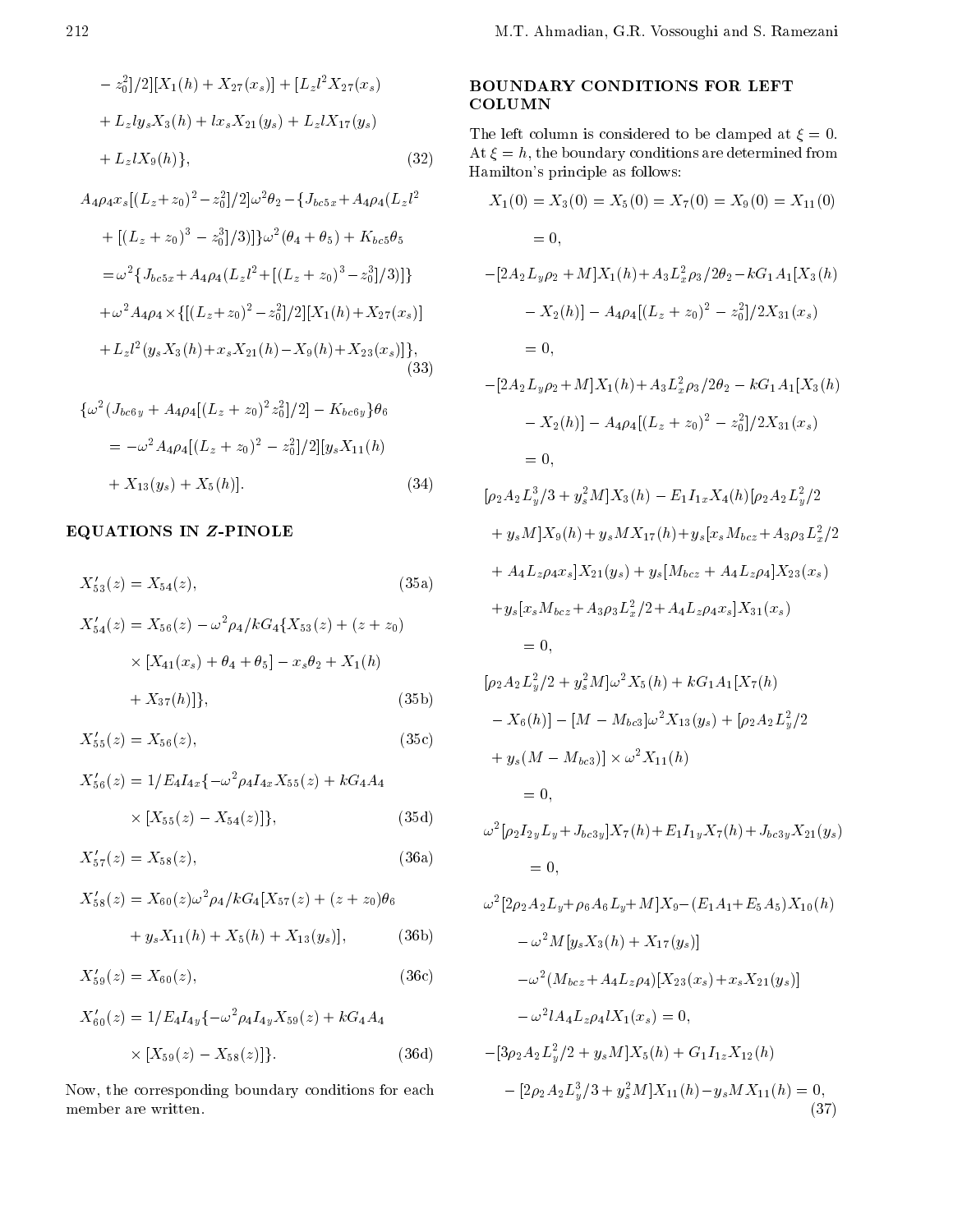$$
- z_0^2]/2][X_1(h) + X_{27}(x_s)] + [L_z l^2 X_{27}(x_s)
$$

$$
+ L_z l y_s X_3(h) + l x_s X_{21}(y_s) + L_z l X_{17}(y_s)
$$

$$
+ L_z l X_9(h)\}, \tag{32}
$$

$$
A_4\rho_4 x_s[(L_z+z_0)^2 - z_0^2]/2]\omega^2\theta_2 - \{J_{bc5x} + A_4\rho_4(L_z l^2 + [(L_z+z_0)^3 - z_0^3]/3)]\}\omega^2(\theta_4+\theta_5) + K_{bc5}\theta_5
$$

$$
= \omega^2\{J_{bc5x} + A_4\rho_4(L_z l^2 + [(L_z+z_0)^3 - z_0^3]/3)]\}
$$

$$
+ \omega^2 A_4\rho_4 \times \{[(L_z+z_0)^2 - z_0^2]/2][X_1(h) + X_{27}(x_s)]
$$

$$
+ L_z l^2(y_s X_3(h) + x_s X_{21}(h) - X_9(h) + X_{23}(x_s)]\}, \tag{33}
$$

$$
\{\omega^2(J_{bc6y} + A_4\rho_4[(L_z+z_0)^2 z_0^2]/2] - K_{bc6y}\}\theta_6
$$

$$
= -\omega^2 A_4\rho_4[(L_z+z_0)^2 - z_0^2]/2][y_s X_{11}(h)
$$

$$
+ X_{13}(y_s) + X_5(h)]. \tag{34}
$$

## EQUATIONS IN Z-PINOLE

$$
X'_{53}(z) = X_{54}(z), \tag{35a}
$$

$$
X'_{54}(z) = X_{56}(z) - \omega^2\rho_4/kG_4\{X_{53}(z) + (z+z_0) \times [X_{41}(x_s) + \theta_4 + \theta_5] - x_s\theta_2 + X_1(h) + X_{37}(h)]\}, \tag{35b}
$$

$$
X'_{55}(z) = X_{56}(z), \tag{35c}
$$

$$
X'_{56}(z) = 1/E_4 I_{4x}\{-\omega^2\rho_4 I_{4x} X_{55}(z) + kG_4 A_4 \times [X_{55}(z) - X_{54}(z)]\}, \tag{35d}
$$

$$
X'_{57}(z) = X_{58}(z), \tag{36a}
$$

$$
X'_{58}(z) = X_{60}(z)\omega^2\rho_4/kG_4[X_{57}(z) + (z+z_0)\theta_6 + y_s X_{11}(h) + X_5(h) + X_{13}(y_s)], \tag{36b}
$$

$$
X'_{59}(z) = X_{60}(z), \tag{36c}
$$

$$
X'_{60}(z) = 1/E_4 I_{4y}\{-\omega^2\rho_4 I_{4y} X_{59}(z) + kG_4 A_4 \times [X_{59}(z) - X_{58}(z)]\}. \tag{36d}
$$

Now, the corresponding boundary conditions for each member are written.

## BOUNDARY CONDITIONS FOR LEFT COLUMN

The left column is considered to be clamped at $\xi = 0$. At $\xi = h$, the boundary conditions are determined from Hamilton's principle as follows:

$$
X_1(0) = X_3(0) = X_5(0) = X_7(0) = X_9(0) = X_{11}(0) = 0,
$$

$$
-[2A_2 L_y\rho_2 + M]X_1(h) + A_3 L_x^2\rho_3/2\theta_2 - kG_1A_1[X_3(h) - X_2(h)] - A_4\rho_4[(L_z+z_0)^2 - z_0^2]/2X_{31}(x_s) = 0,
$$

$$
-[2A_2 L_y\rho_2 + M]X_1(h) + A_3 L_x^2\rho_3/2\theta_2 - kG_1A_1[X_3(h) - X_2(h)] - A_4\rho_4[(L_z+z_0)^2 - z_0^2]/2X_{31}(x_s) = 0,
$$

$$
[\rho_2 A_2 L_y^3/3 + y_s^2 M]X_3(h) - E_1 I_{1x} X_4(h)[\rho_2 A_2 L_y^2/2 + y_s M]X_9(h) + y_s M X_{17}(h) + y_s[x_s M_{bcz} + A_3\rho_3 L_x^2/2 + A_4 L_z\rho_4 x_s]X_{21}(y_s) + y_s[M_{bcz} + A_4 L_z\rho_4]X_{23}(x_s) + y_s[x_s M_{bcz} + A_3\rho_3 L_x^2/2 + A_4 L_z\rho_4 x_s]X_{31}(x_s) = 0,
$$

$$
[\rho_2 A_2 L_y^2/2 + y_s^2 M]\omega^2 X_5(h) + kG_1A_1[X_7(h) - X_6(h)] - [M - M_{bc3}]\omega^2 X_{13}(y_s) + [\rho_2 A_2 L_y^2/2 + y_s(M - M_{bc3})] \times \omega^2 X_{11}(h) = 0,
$$

$$
\omega^2[\rho_2 I_{2y} L_y + J_{bc3y}]X_7(h) + E_1 I_{1y} X_7(h) + J_{bc3y} X_{21}(y_s) = 0,
$$

$$
\omega^2[2\rho_2 A_2 L_y + \rho_6 A_6 L_y + M]X_9 - (E_1A_1 + E_5A_5)X_{10}(h) - \omega^2 M[y_s X_3(h) + X_{17}(y_s)] - \omega^2(M_{bcz} + A_4 L_z\rho_4)[X_{23}(x_s) + x_s X_{21}(y_s)] - \omega^2 l A_4 L_z\rho_4 l X_1(x_s) = 0,
$$

$$
-[3\rho_2 A_2 L_y^2/2 + y_s M]X_5(h) + G_1 I_{1z} X_{12}(h) - [2\rho_2 A_2 L_y^3/3 + y_s^2 M]X_{11}(h) - y_s M X_{11}(h) = 0, \tag{37}
$$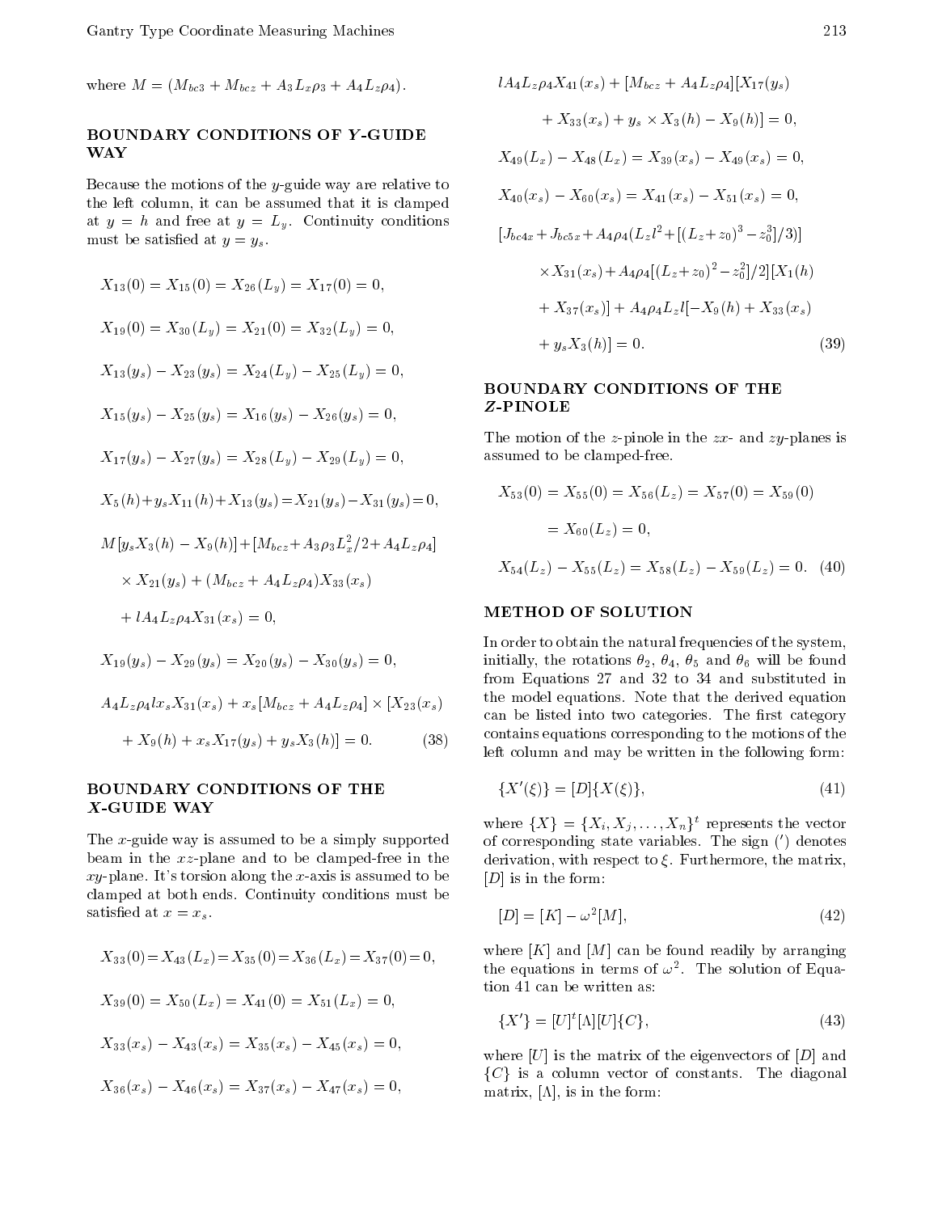where $M = (M_{bc3} + M_{bcz} + A_3 L_x \rho_3 + A_4 L_z \rho_4)$.

## BOUNDARY CONDITIONS OF *Y*-GUIDE WAY

Because the motions of the $y$-guide way are relative to the left column, it can be assumed that it is clamped at $y = h$ and free at $y = L_y$. Continuity conditions must be satisfied at $y = y_s$.

$$X_{13}(0) = X_{15}(0) = X_{26}(L_y) = X_{17}(0) = 0,$$

$$X_{19}(0) = X_{30}(L_y) = X_{21}(0) = X_{32}(L_y) = 0,$$

$$X_{13}(y_s) - X_{23}(y_s) = X_{24}(L_y) - X_{25}(L_y) = 0,$$

$$X_{15}(y_s) - X_{25}(y_s) = X_{16}(y_s) - X_{26}(y_s) = 0,$$

$$X_{17}(y_s) - X_{27}(y_s) = X_{28}(L_y) - X_{29}(L_y) = 0,$$

$$X_5(h) + y_s X_{11}(h) + X_{13}(y_s) = X_{21}(y_s) - X_{31}(y_s) = 0,$$

$$M[y_s X_3(h) - X_9(h)] + [M_{bcz} + A_3 \rho_3 L_x^2/2 + A_4 L_z \rho_4] \times X_{21}(y_s) + (M_{bcz} + A_4 L_z \rho_4) X_{33}(x_s) + l A_4 L_z \rho_4 X_{31}(x_s) = 0,$$

$$X_{19}(y_s) - X_{29}(y_s) = X_{20}(y_s) - X_{30}(y_s) = 0,$$

$$A_4 L_z \rho_4 l x_s X_{31}(x_s) + x_s [M_{bcz} + A_4 L_z \rho_4] \times [X_{23}(x_s) + X_9(h) + x_s X_{17}(y_s) + y_s X_3(h)] = 0. \tag{38}$$

## BOUNDARY CONDITIONS OF THE *X*-GUIDE WAY

The $x$-guide way is assumed to be a simply supported beam in the $xz$-plane and to be clamped-free in the $xy$-plane. It's torsion along the $x$-axis is assumed to be clamped at both ends. Continuity conditions must be satisfied at $x = x_s$.

$$X_{33}(0) = X_{43}(L_x) = X_{35}(0) = X_{36}(L_x) = X_{37}(0) = 0,$$

$$X_{39}(0) = X_{50}(L_x) = X_{41}(0) = X_{51}(L_x) = 0,$$

$$X_{33}(x_s) - X_{43}(x_s) = X_{35}(x_s) - X_{45}(x_s) = 0,$$

$$X_{36}(x_s) - X_{46}(x_s) = X_{37}(x_s) - X_{47}(x_s) = 0,$$

$$l A_4 L_z \rho_4 X_{41}(x_s) + [M_{bcz} + A_4 L_z \rho_4][X_{17}(y_s) + X_{33}(x_s) + y_s \times X_3(h) - X_9(h)] = 0,$$

$$X_{49}(L_x) - X_{48}(L_x) = X_{39}(x_s) - X_{49}(x_s) = 0,$$

$$X_{40}(x_s) - X_{60}(x_s) = X_{41}(x_s) - X_{51}(x_s) = 0,$$

$$[J_{bc4x} + J_{bc5x} + A_4 \rho_4 (L_z l^2 + [(L_z + z_0)^3 - z_0^3]/3)] \times X_{31}(x_s) + A_4 \rho_4 [(L_z + z_0)^2 - z_0^2]/2][X_1(h) + X_{37}(x_s)] + A_4 \rho_4 L_z l[-X_9(h) + X_{33}(x_s) + y_s X_3(h)] = 0. \tag{39}$$

## BOUNDARY CONDITIONS OF THE *Z*-PINOLE

The motion of the $z$-pinole in the $zx$- and $zy$-planes is assumed to be clamped-free.

$$X_{53}(0) = X_{55}(0) = X_{56}(L_z) = X_{57}(0) = X_{59}(0) = X_{60}(L_z) = 0,$$

$$X_{54}(L_z) - X_{55}(L_z) = X_{58}(L_z) - X_{59}(L_z) = 0. \tag{40}$$

## METHOD OF SOLUTION

In order to obtain the natural frequencies of the system, initially, the rotations $\theta_2$, $\theta_4$, $\theta_5$ and $\theta_6$ will be found from Equations 27 and 32 to 34 and substituted in the model equations. Note that the derived equation can be listed into two categories. The first category contains equations corresponding to the motions of the left column and may be written in the following form:

$$\{X'(\xi)\} = [D]\{X(\xi)\}, \tag{41}$$

where $\{X\} = \{X_i, X_j, \ldots, X_n\}^t$ represents the vector of corresponding state variables. The sign ($'$) denotes derivation, with respect to $\xi$. Furthermore, the matrix, $[D]$ is in the form:

$$[D] = [K] - \omega^2 [M], \tag{42}$$

where $[K]$ and $[M]$ can be found readily by arranging the equations in terms of $\omega^2$. The solution of Equation 41 can be written as:

$$\{X'\} = [U]^t [\Lambda][U]\{C\}, \tag{43}$$

where $[U]$ is the matrix of the eigenvectors of $[D]$ and $\{C\}$ is a column vector of constants. The diagonal matrix, $[\Lambda]$, is in the form: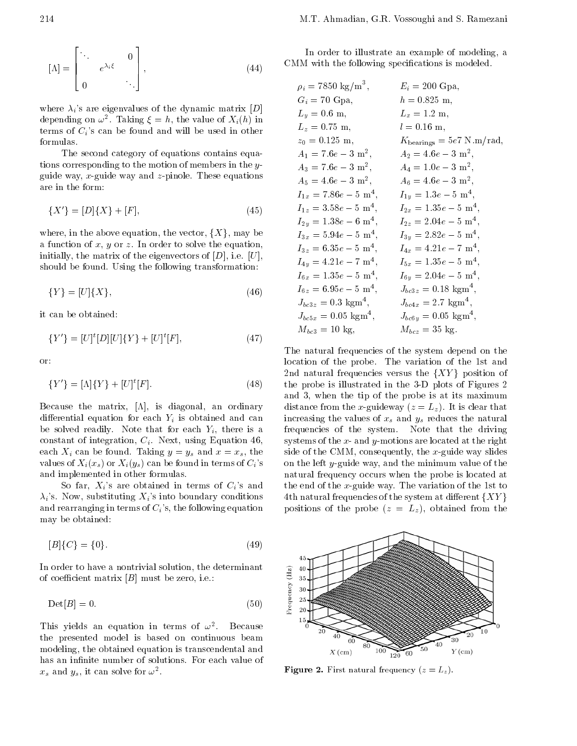$$[\Lambda] = \begin{bmatrix} \ddots & & 0 \\ & e^{\lambda_i \xi} & \\ 0 & & \ddots \end{bmatrix}, \tag{44}$$

where $\lambda_i$'s are eigenvalues of the dynamic matrix $[D]$ depending on $\omega^2$. Taking $\xi = h$, the value of $X_i(h)$ in terms of $C_i$'s can be found and will be used in other formulas.

The second category of equations contains equations corresponding to the motion of members in the $y$-guide way, $x$-guide way and $z$-pinole. These equations are in the form:

$$\{X'\} = [D]\{X\} + [F], \tag{45}$$

where, in the above equation, the vector, $\{X\}$, may be a function of $x$, $y$ or $z$. In order to solve the equation, initially, the matrix of the eigenvectors of $[D]$, i.e. $[U]$, should be found. Using the following transformation:

$$\{Y\} = [U]\{X\}, \tag{46}$$

it can be obtained:

$$\{Y'\} = [U]^t[D][U]\{Y\} + [U]^t[F], \tag{47}$$

or:

$$\{Y'\} = [\Lambda]\{Y\} + [U]^t[F]. \tag{48}$$

Because the matrix, $[\Lambda]$, is diagonal, an ordinary differential equation for each $Y_i$ is obtained and can be solved readily. Note that for each $Y_i$, there is a constant of integration, $C_i$. Next, using Equation 46, each $X_i$ can be found. Taking $y = y_s$ and $x = x_s$, the values of $X_i(x_s)$ or $X_i(y_s)$ can be found in terms of $C_i$'s and implemented in other formulas.

So far, $X_i$'s are obtained in terms of $C_i$'s and $\lambda_i$'s. Now, substituting $X_i$'s into boundary conditions and rearranging in terms of $C_i$'s, the following equation may be obtained:

$$[B]\{C\} = \{0\}. \tag{49}$$

In order to have a nontrivial solution, the determinant of coefficient matrix $[B]$ must be zero, i.e.:

$$\text{Det}[B] = 0. \tag{50}$$

This yields an equation in terms of $\omega^2$. Because the presented model is based on continuous beam modeling, the obtained equation is transcendental and has an infinite number of solutions. For each value of $x_s$ and $y_s$, it can solve for $\omega^2$.

In order to illustrate an example of modeling, a CMM with the following specifications is modeled.

| | |
|---|---|
| $\rho_i = 7850$ kg/m$^3$, | $E_i = 200$ Gpa, |
| $G_i = 70$ Gpa, | $h = 0.825$ m, |
| $L_y = 0.6$ m, | $L_x = 1.2$ m, |
| $L_z = 0.75$ m, | $l = 0.16$ m, |
| $z_0 = 0.125$ m, | $K_{\text{bearings}} = 5e7$ N.m/rad, |
| $A_1 = 7.6e-3$ m$^2$, | $A_2 = 4.6e-3$ m$^2$, |
| $A_3 = 7.6e-3$ m$^2$, | $A_4 = 1.0e-3$ m$^2$, |
| $A_5 = 4.6e-3$ m$^2$, | $A_6 = 4.6e-3$ m$^2$, |
| $I_{1x} = 7.86e-5$ m$^4$, | $I_{1y} = 1.3e-5$ m$^4$, |
| $I_{1z} = 3.58e-5$ m$^4$, | $I_{2x} = 1.35e-5$ m$^4$, |
| $I_{2y} = 1.38e-6$ m$^4$, | $I_{2z} = 2.04e-5$ m$^4$, |
| $I_{3x} = 5.94e-5$ m$^4$, | $I_{3y} = 2.82e-5$ m$^4$, |
| $I_{3z} = 6.35e-5$ m$^4$, | $I_{4x} = 4.21e-7$ m$^4$, |
| $I_{4y} = 4.21e-7$ m$^4$, | $I_{5x} = 1.35e-5$ m$^4$, |
| $I_{6x} = 1.35e-5$ m$^4$, | $I_{6y} = 2.04e-5$ m$^4$, |
| $I_{6z} = 6.95e-5$ m$^4$, | $J_{bc3z} = 0.18$ kgm$^4$, |
| $J_{bc3z} = 0.3$ kgm$^4$, | $J_{bc4x} = 2.7$ kgm$^4$, |
| $J_{bc5x} = 0.05$ kgm$^4$, | $J_{bc6y} = 0.05$ kgm$^4$, |
| $M_{bc3} = 10$ kg, | $M_{bcz} = 35$ kg. |

The natural frequencies of the system depend on the location of the probe. The variation of the 1st and 2nd natural frequencies versus the $\{XY\}$ position of the probe is illustrated in the 3-D plots of Figures 2 and 3, when the tip of the probe is at its maximum distance from the $x$-guideway ($z = L_z$). It is clear that increasing the values of $x_s$ and $y_s$ reduces the natural frequencies of the system. Note that the driving systems of the $x$- and $y$-motions are located at the right side of the CMM, consequently, the $x$-guide way slides on the left $y$-guide way, and the minimum value of the natural frequency occurs when the probe is located at the end of the $x$-guide way. The variation of the 1st to 4th natural frequencies of the system at different $\{XY\}$ positions of the probe ($z = L_z$), obtained from the

**Figure 2.** First natural frequency ($z = L_z$).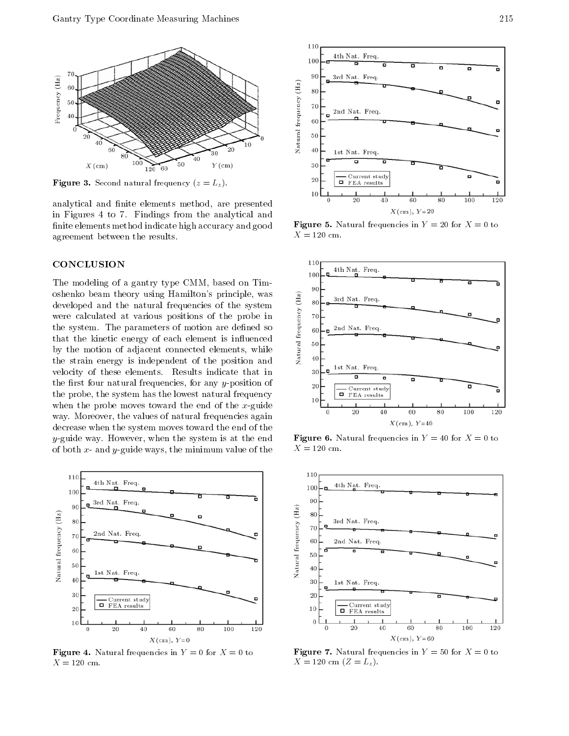Figure 3. Second natural frequency ($z = L_z$).

analytical and finite elements method, are presented in Figures 4 to 7. Findings from the analytical and finite elements method indicate high accuracy and good agreement between the results.

## CONCLUSION

The modeling of a gantry type CMM, based on Timoshenko beam theory using Hamilton's principle, was developed and the natural frequencies of the system were calculated at various positions of the probe in the system. The parameters of motion are defined so that the kinetic energy of each element is influenced by the motion of adjacent connected elements, while the strain energy is independent of the position and velocity of these elements. Results indicate that in the first four natural frequencies, for any $y$-position of the probe, the system has the lowest natural frequency when the probe moves toward the end of the $x$-guide way. Moreover, the values of natural frequencies again decrease when the system moves toward the end of the $y$-guide way. However, when the system is at the end of both $x$- and $y$-guide ways, the minimum value of the

Figure 4. Natural frequencies in $Y = 0$ for $X = 0$ to $X = 120$ cm.

Figure 5. Natural frequencies in $Y = 20$ for $X = 0$ to $X = 120$ cm.

Figure 6. Natural frequencies in $Y = 40$ for $X = 0$ to $X = 120$ cm.

Figure 7. Natural frequencies in $Y = 50$ for $X = 0$ to $X = 120$ cm ($Z = L_z$).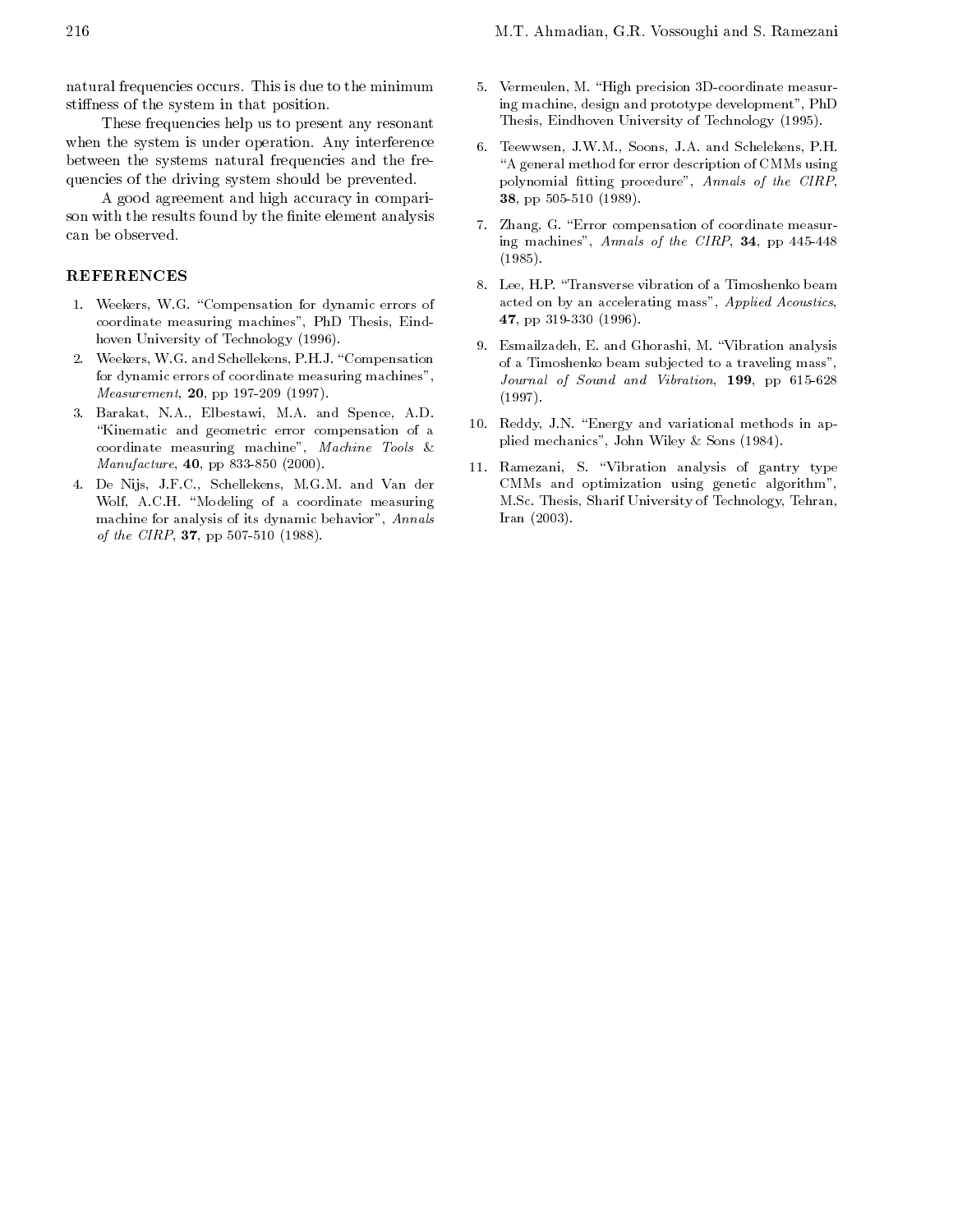natural frequencies occurs. This is due to the minimum stiffness of the system in that position.

These frequencies help us to present any resonant when the system is under operation. Any interference between the systems natural frequencies and the frequencies of the driving system should be prevented.

A good agreement and high accuracy in comparison with the results found by the finite element analysis can be observed.

## REFERENCES

1. Weekers, W.G. "Compensation for dynamic errors of coordinate measuring machines", PhD Thesis, Eindhoven University of Technology (1996).
2. Weekers, W.G. and Schellekens, P.H.J. "Compensation for dynamic errors of coordinate measuring machines", *Measurement*, **20**, pp 197-209 (1997).
3. Barakat, N.A., Elbestawi, M.A. and Spence, A.D. "Kinematic and geometric error compensation of a coordinate measuring machine", *Machine Tools & Manufacture*, **40**, pp 833-850 (2000).
4. De Nijs, J.F.C., Schellekens, M.G.M. and Van der Wolf, A.C.H. "Modeling of a coordinate measuring machine for analysis of its dynamic behavior", *Annals of the CIRP*, **37**, pp 507-510 (1988).
5. Vermeulen, M. "High precision 3D-coordinate measuring machine, design and prototype development", PhD Thesis, Eindhoven University of Technology (1995).
6. Teewwsen, J.W.M., Soons, J.A. and Schelekens, P.H. "A general method for error description of CMMs using polynomial fitting procedure", *Annals of the CIRP*, **38**, pp 505-510 (1989).
7. Zhang, G. "Error compensation of coordinate measuring machines", *Annals of the CIRP*, **34**, pp 445-448 (1985).
8. Lee, H.P. "Transverse vibration of a Timoshenko beam acted on by an accelerating mass", *Applied Acoustics*, **47**, pp 319-330 (1996).
9. Esmailzadeh, E. and Ghorashi, M. "Vibration analysis of a Timoshenko beam subjected to a traveling mass", *Journal of Sound and Vibration*, **199**, pp 615-628 (1997).
10. Reddy, J.N. "Energy and variational methods in applied mechanics", John Wiley & Sons (1984).
11. Ramezani, S. "Vibration analysis of gantry type CMMs and optimization using genetic algorithm", M.Sc. Thesis, Sharif University of Technology, Tehran, Iran (2003).